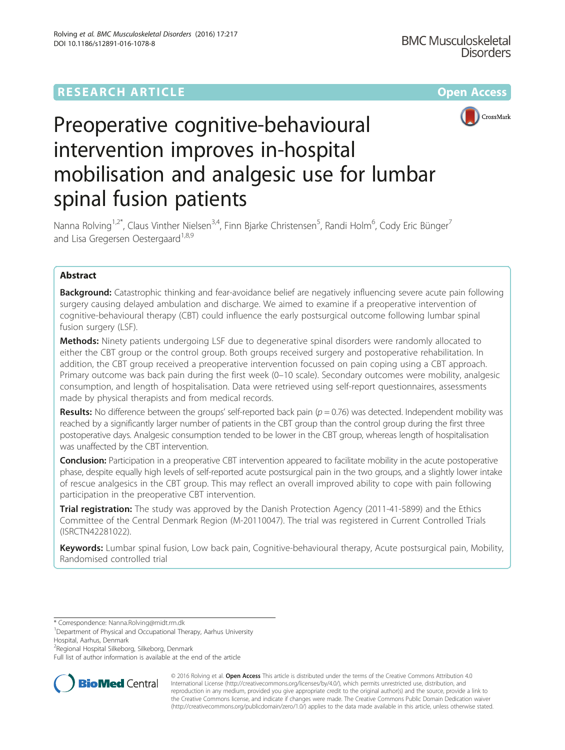RESEARCH ARTICLE

Open Access

# Preoperative cognitive-behavioural intervention improves in-hospital mobilisation and analgesic use for lumbar spinal fusion patients

Nanna Rolving[1,2*], Claus Vinther Nielsen[3,4], Finn Bjarke Christensen[5], Randi Holm[6], Cody Eric Bünger[7] and Lisa Gregersen Oestergaard[1,8,9]

## Abstract

**Background:** Catastrophic thinking and fear-avoidance belief are negatively influencing severe acute pain following surgery causing delayed ambulation and discharge. We aimed to examine if a preoperative intervention of cognitive-behavioural therapy (CBT) could influence the early postsurgical outcome following lumbar spinal fusion surgery (LSF).

**Methods:** Ninety patients undergoing LSF due to degenerative spinal disorders were randomly allocated to either the CBT group or the control group. Both groups received surgery and postoperative rehabilitation. In addition, the CBT group received a preoperative intervention focussed on pain coping using a CBT approach. Primary outcome was back pain during the first week (0–10 scale). Secondary outcomes were mobility, analgesic consumption, and length of hospitalisation. Data were retrieved using self-report questionnaires, assessments made by physical therapists and from medical records.

**Results:** No difference between the groups' self-reported back pain ($p = 0.76$) was detected. Independent mobility was reached by a significantly larger number of patients in the CBT group than the control group during the first three postoperative days. Analgesic consumption tended to be lower in the CBT group, whereas length of hospitalisation was unaffected by the CBT intervention.

**Conclusion:** Participation in a preoperative CBT intervention appeared to facilitate mobility in the acute postoperative phase, despite equally high levels of self-reported acute postsurgical pain in the two groups, and a slightly lower intake of rescue analgesics in the CBT group. This may reflect an overall improved ability to cope with pain following participation in the preoperative CBT intervention.

**Trial registration:** The study was approved by the Danish Protection Agency (2011-41-5899) and the Ethics Committee of the Central Denmark Region (M-20110047). The trial was registered in Current Controlled Trials (ISRCTN42281022).

**Keywords:** Lumbar spinal fusion, Low back pain, Cognitive-behavioural therapy, Acute postsurgical pain, Mobility, Randomised controlled trial

\* Correspondence: Nanna.Rolving@midt.rm.dk
[1]Department of Physical and Occupational Therapy, Aarhus University Hospital, Aarhus, Denmark
[2]Regional Hospital Silkeborg, Silkeborg, Denmark
Full list of author information is available at the end of the article

© 2016 Rolving et al. **Open Access** This article is distributed under the terms of the Creative Commons Attribution 4.0 International License (http://creativecommons.org/licenses/by/4.0/), which permits unrestricted use, distribution, and reproduction in any medium, provided you give appropriate credit to the original author(s) and the source, provide a link to the Creative Commons license, and indicate if changes were made. The Creative Commons Public Domain Dedication waiver (http://creativecommons.org/publicdomain/zero/1.0/) applies to the data made available in this article, unless otherwise stated.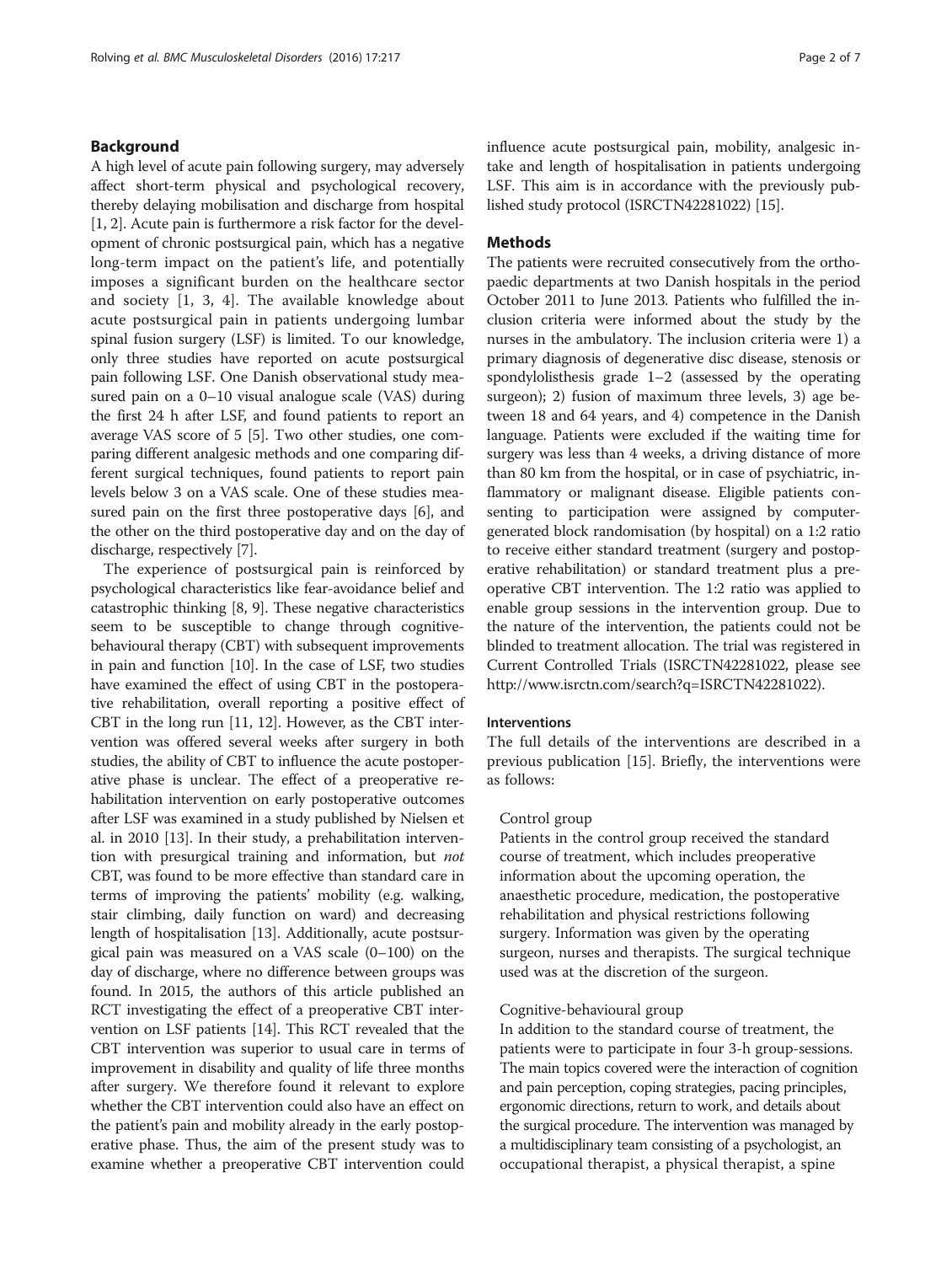## Background

A high level of acute pain following surgery, may adversely affect short-term physical and psychological recovery, thereby delaying mobilisation and discharge from hospital [1, 2]. Acute pain is furthermore a risk factor for the development of chronic postsurgical pain, which has a negative long-term impact on the patient's life, and potentially imposes a significant burden on the healthcare sector and society [1, 3, 4]. The available knowledge about acute postsurgical pain in patients undergoing lumbar spinal fusion surgery (LSF) is limited. To our knowledge, only three studies have reported on acute postsurgical pain following LSF. One Danish observational study measured pain on a 0–10 visual analogue scale (VAS) during the first 24 h after LSF, and found patients to report an average VAS score of 5 [5]. Two other studies, one comparing different analgesic methods and one comparing different surgical techniques, found patients to report pain levels below 3 on a VAS scale. One of these studies measured pain on the first three postoperative days [6], and the other on the third postoperative day and on the day of discharge, respectively [7].

The experience of postsurgical pain is reinforced by psychological characteristics like fear-avoidance belief and catastrophic thinking [8, 9]. These negative characteristics seem to be susceptible to change through cognitive-behavioural therapy (CBT) with subsequent improvements in pain and function [10]. In the case of LSF, two studies have examined the effect of using CBT in the postoperative rehabilitation, overall reporting a positive effect of CBT in the long run [11, 12]. However, as the CBT intervention was offered several weeks after surgery in both studies, the ability of CBT to influence the acute postoperative phase is unclear. The effect of a preoperative rehabilitation intervention on early postoperative outcomes after LSF was examined in a study published by Nielsen et al. in 2010 [13]. In their study, a prehabilitation intervention with presurgical training and information, but *not* CBT, was found to be more effective than standard care in terms of improving the patients' mobility (e.g. walking, stair climbing, daily function on ward) and decreasing length of hospitalisation [13]. Additionally, acute postsurgical pain was measured on a VAS scale (0–100) on the day of discharge, where no difference between groups was found. In 2015, the authors of this article published an RCT investigating the effect of a preoperative CBT intervention on LSF patients [14]. This RCT revealed that the CBT intervention was superior to usual care in terms of improvement in disability and quality of life three months after surgery. We therefore found it relevant to explore whether the CBT intervention could also have an effect on the patient's pain and mobility already in the early postoperative phase. Thus, the aim of the present study was to examine whether a preoperative CBT intervention could influence acute postsurgical pain, mobility, analgesic intake and length of hospitalisation in patients undergoing LSF. This aim is in accordance with the previously published study protocol (ISRCTN42281022) [15].

## Methods

The patients were recruited consecutively from the orthopaedic departments at two Danish hospitals in the period October 2011 to June 2013. Patients who fulfilled the inclusion criteria were informed about the study by the nurses in the ambulatory. The inclusion criteria were 1) a primary diagnosis of degenerative disc disease, stenosis or spondylolisthesis grade 1–2 (assessed by the operating surgeon); 2) fusion of maximum three levels, 3) age between 18 and 64 years, and 4) competence in the Danish language. Patients were excluded if the waiting time for surgery was less than 4 weeks, a driving distance of more than 80 km from the hospital, or in case of psychiatric, inflammatory or malignant disease. Eligible patients consenting to participation were assigned by computer-generated block randomisation (by hospital) on a 1:2 ratio to receive either standard treatment (surgery and postoperative rehabilitation) or standard treatment plus a preoperative CBT intervention. The 1:2 ratio was applied to enable group sessions in the intervention group. Due to the nature of the intervention, the patients could not be blinded to treatment allocation. The trial was registered in Current Controlled Trials (ISRCTN42281022, please see http://www.isrctn.com/search?q=ISRCTN42281022).

### Interventions

The full details of the interventions are described in a previous publication [15]. Briefly, the interventions were as follows:

Control group

Patients in the control group received the standard course of treatment, which includes preoperative information about the upcoming operation, the anaesthetic procedure, medication, the postoperative rehabilitation and physical restrictions following surgery. Information was given by the operating surgeon, nurses and therapists. The surgical technique used was at the discretion of the surgeon.

Cognitive-behavioural group

In addition to the standard course of treatment, the patients were to participate in four 3-h group-sessions. The main topics covered were the interaction of cognition and pain perception, coping strategies, pacing principles, ergonomic directions, return to work, and details about the surgical procedure. The intervention was managed by a multidisciplinary team consisting of a psychologist, an occupational therapist, a physical therapist, a spine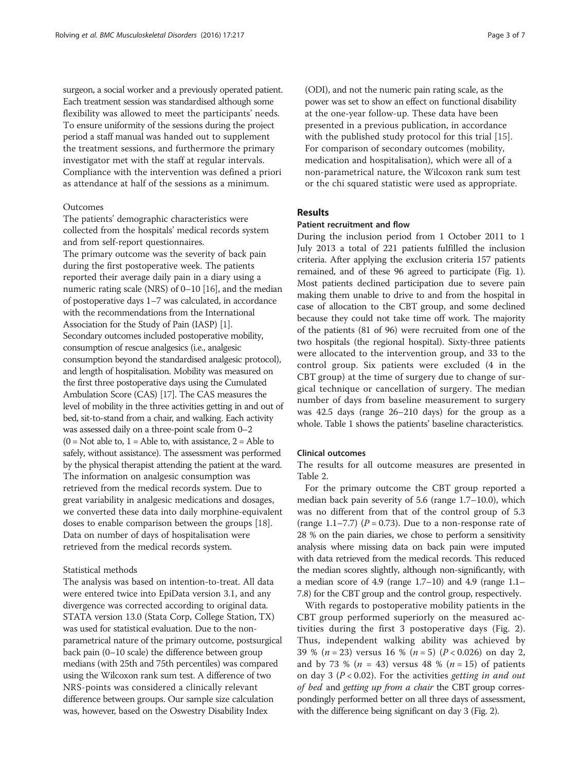surgeon, a social worker and a previously operated patient. Each treatment session was standardised although some flexibility was allowed to meet the participants' needs. To ensure uniformity of the sessions during the project period a staff manual was handed out to supplement the treatment sessions, and furthermore the primary investigator met with the staff at regular intervals. Compliance with the intervention was defined a priori as attendance at half of the sessions as a minimum.

### Outcomes

The patients' demographic characteristics were collected from the hospitals' medical records system and from self-report questionnaires.

The primary outcome was the severity of back pain during the first postoperative week. The patients reported their average daily pain in a diary using a numeric rating scale (NRS) of 0–10 [16], and the median of postoperative days 1–7 was calculated, in accordance with the recommendations from the International Association for the Study of Pain (IASP) [1].

Secondary outcomes included postoperative mobility, consumption of rescue analgesics (i.e., analgesic consumption beyond the standardised analgesic protocol), and length of hospitalisation. Mobility was measured on the first three postoperative days using the Cumulated Ambulation Score (CAS) [17]. The CAS measures the level of mobility in the three activities getting in and out of bed, sit-to-stand from a chair, and walking. Each activity was assessed daily on a three-point scale from 0–2 (0 = Not able to, 1 = Able to, with assistance, 2 = Able to safely, without assistance). The assessment was performed by the physical therapist attending the patient at the ward. The information on analgesic consumption was retrieved from the medical records system. Due to great variability in analgesic medications and dosages, we converted these data into daily morphine-equivalent doses to enable comparison between the groups [18]. Data on number of days of hospitalisation were retrieved from the medical records system.

### Statistical methods

The analysis was based on intention-to-treat. All data were entered twice into EpiData version 3.1, and any divergence was corrected according to original data. STATA version 13.0 (Stata Corp, College Station, TX) was used for statistical evaluation. Due to the non-parametrical nature of the primary outcome, postsurgical back pain (0–10 scale) the difference between group medians (with 25th and 75th percentiles) was compared using the Wilcoxon rank sum test. A difference of two NRS-points was considered a clinically relevant difference between groups. Our sample size calculation was, however, based on the Oswestry Disability Index (ODI), and not the numeric pain rating scale, as the power was set to show an effect on functional disability at the one-year follow-up. These data have been presented in a previous publication, in accordance with the published study protocol for this trial [15]. For comparison of secondary outcomes (mobility, medication and hospitalisation), which were all of a non-parametrical nature, the Wilcoxon rank sum test or the chi squared statistic were used as appropriate.

## Results

### Patient recruitment and flow

During the inclusion period from 1 October 2011 to 1 July 2013 a total of 221 patients fulfilled the inclusion criteria. After applying the exclusion criteria 157 patients remained, and of these 96 agreed to participate (Fig. 1). Most patients declined participation due to severe pain making them unable to drive to and from the hospital in case of allocation to the CBT group, and some declined because they could not take time off work. The majority of the patients (81 of 96) were recruited from one of the two hospitals (the regional hospital). Sixty-three patients were allocated to the intervention group, and 33 to the control group. Six patients were excluded (4 in the CBT group) at the time of surgery due to change of surgical technique or cancellation of surgery. The median number of days from baseline measurement to surgery was 42.5 days (range 26–210 days) for the group as a whole. Table 1 shows the patients' baseline characteristics.

### Clinical outcomes

The results for all outcome measures are presented in Table 2.

For the primary outcome the CBT group reported a median back pain severity of 5.6 (range 1.7–10.0), which was no different from that of the control group of 5.3 (range 1.1–7.7) ($P = 0.73$). Due to a non-response rate of 28 % on the pain diaries, we chose to perform a sensitivity analysis where missing data on back pain were imputed with data retrieved from the medical records. This reduced the median scores slightly, although non-significantly, with a median score of 4.9 (range 1.7–10) and 4.9 (range 1.1–7.8) for the CBT group and the control group, respectively.

With regards to postoperative mobility patients in the CBT group performed superiorly on the measured activities during the first 3 postoperative days (Fig. 2). Thus, independent walking ability was achieved by 39 % ($n = 23$) versus 16 % ($n = 5$) ($P < 0.026$) on day 2, and by 73 % ($n = 43$) versus 48 % ($n = 15$) of patients on day 3 ($P < 0.02$). For the activities *getting in and out of bed* and *getting up from a chair* the CBT group correspondingly performed better on all three days of assessment, with the difference being significant on day 3 (Fig. 2).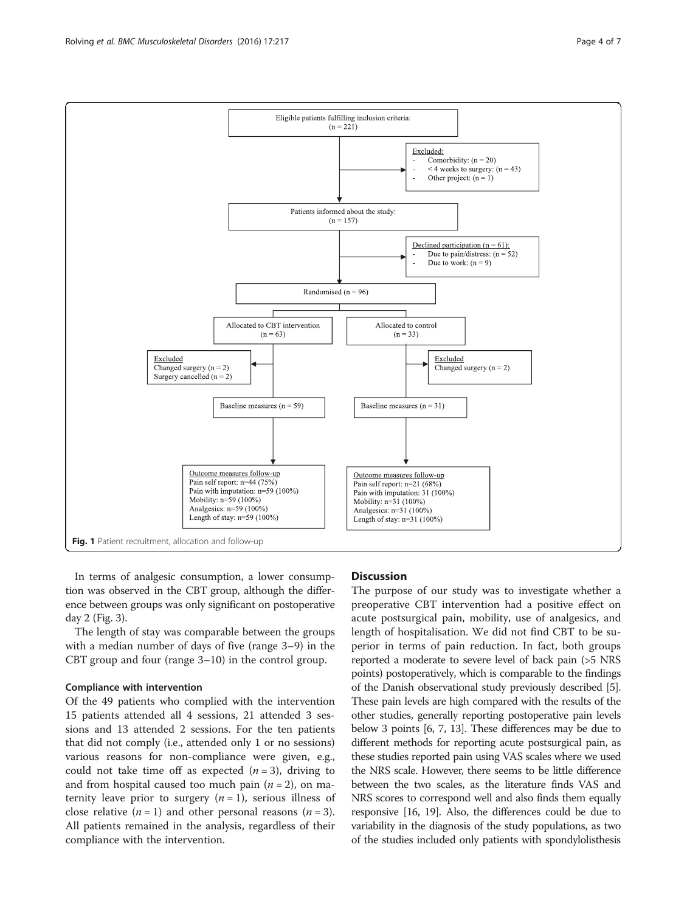Eligible patients fulfilling inclusion criteria: (n = 221)

Excluded:
- Comorbidity: (n = 20)
- < 4 weeks to surgery: (n = 43)
- Other project: (n = 1)

Patients informed about the study: (n = 157)

Declined participation (n = 61):
- Due to pain/distress: (n = 52)
- Due to work: (n = 9)

Randomised (n = 96)

Allocated to CBT intervention (n = 63)

Excluded
Changed surgery (n = 2)
Surgery cancelled (n = 2)

Baseline measures (n = 59)

Outcome measures follow-up
Pain self report: n=44 (75%)
Pain with imputation: n=59 (100%)
Mobility: n=59 (100%)
Analgesics: n=59 (100%)
Length of stay: n=59 (100%)

Allocated to control (n = 33)

Excluded
Changed surgery (n = 2)

Baseline measures (n = 31)

Outcome measures follow-up
Pain self report: n=21 (68%)
Pain with imputation: n=31 (100%)
Mobility: n=31 (100%)
Analgesics: n=31 (100%)
Length of stay: n=31 (100%)

**Fig. 1** Patient recruitment, allocation and follow-up

In terms of analgesic consumption, a lower consumption was observed in the CBT group, although the difference between groups was only significant on postoperative day 2 (Fig. 3).

The length of stay was comparable between the groups with a median number of days of five (range 3–9) in the CBT group and four (range 3–10) in the control group.

### Compliance with intervention

Of the 49 patients who complied with the intervention 15 patients attended all 4 sessions, 21 attended 3 sessions and 13 attended 2 sessions. For the ten patients that did not comply (i.e., attended only 1 or no sessions) various reasons for non-compliance were given, e.g., could not take time off as expected ($n = 3$), driving to and from hospital caused too much pain ($n = 2$), on maternity leave prior to surgery ($n = 1$), serious illness of close relative ($n = 1$) and other personal reasons ($n = 3$). All patients remained in the analysis, regardless of their compliance with the intervention.

## Discussion

The purpose of our study was to investigate whether a preoperative CBT intervention had a positive effect on acute postsurgical pain, mobility, use of analgesics, and length of hospitalisation. We did not find CBT to be superior in terms of pain reduction. In fact, both groups reported a moderate to severe level of back pain (>5 NRS points) postoperatively, which is comparable to the findings of the Danish observational study previously described [5]. These pain levels are high compared with the results of the other studies, generally reporting postoperative pain levels below 3 points [6, 7, 13]. These differences may be due to different methods for reporting acute postsurgical pain, as these studies reported pain using VAS scales where we used the NRS scale. However, there seems to be little difference between the two scales, as the literature finds VAS and NRS scores to correspond well and also finds them equally responsive [16, 19]. Also, the differences could be due to variability in the diagnosis of the study populations, as two of the studies included only patients with spondylolisthesis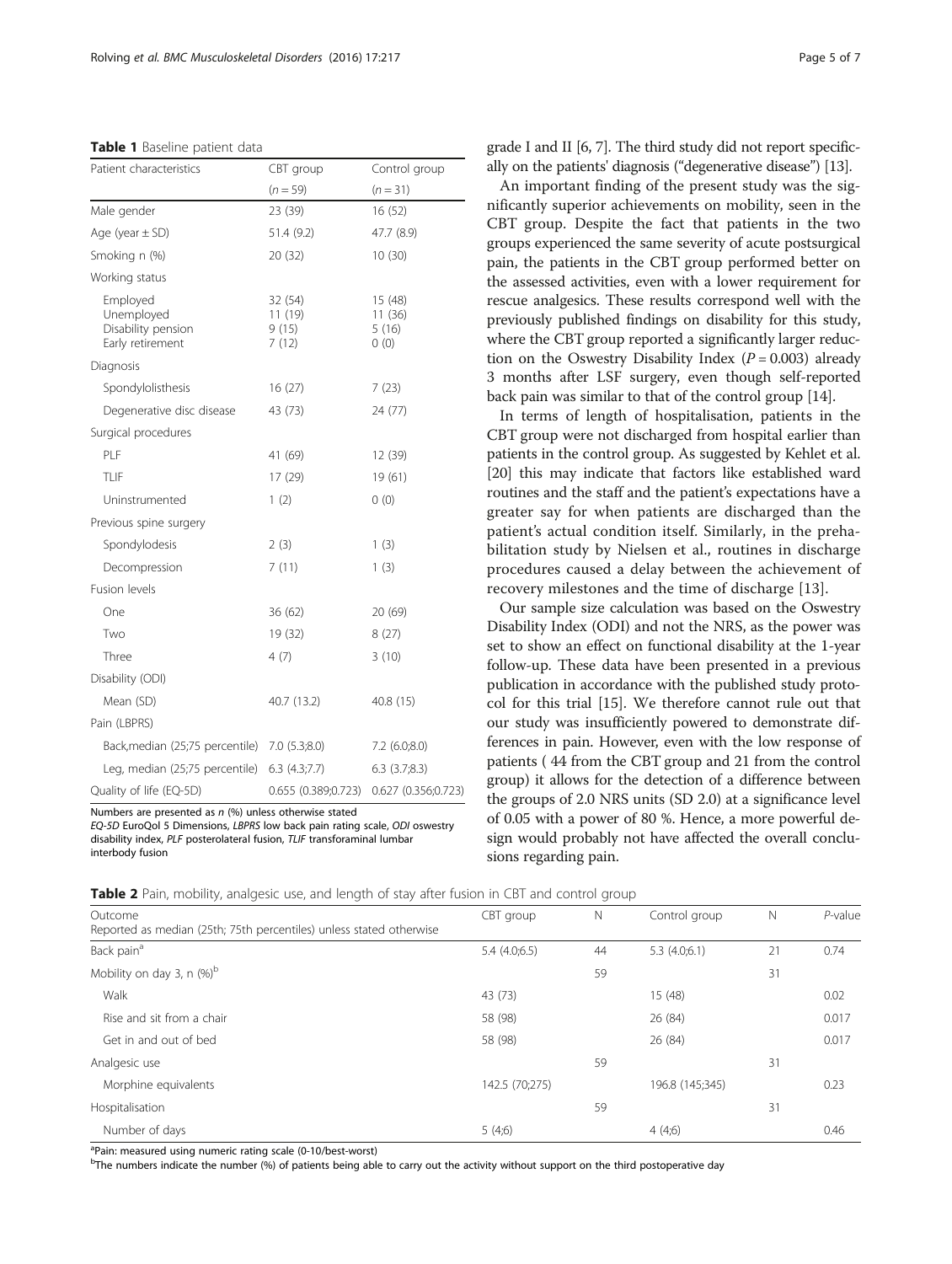**Table 1** Baseline patient data

| Patient characteristics | CBT group | Control group |
|---|---|---|
| | ($n$ = 59) | ($n$ = 31) |
| Male gender | 23 (39) | 16 (52) |
| Age (year ± SD) | 51.4 (9.2) | 47.7 (8.9) |
| Smoking n (%) | 20 (32) | 10 (30) |
| Working status | | |
| Employed | 32 (54) | 15 (48) |
| Unemployed | 11 (19) | 11 (36) |
| Disability pension | 9 (15) | 5 (16) |
| Early retirement | 7 (12) | 0 (0) |
| Diagnosis | | |
| Spondylolisthesis | 16 (27) | 7 (23) |
| Degenerative disc disease | 43 (73) | 24 (77) |
| Surgical procedures | | |
| PLF | 41 (69) | 12 (39) |
| TLIF | 17 (29) | 19 (61) |
| Uninstrumented | 1 (2) | 0 (0) |
| Previous spine surgery | | |
| Spondylodesis | 2 (3) | 1 (3) |
| Decompression | 7 (11) | 1 (3) |
| Fusion levels | | |
| One | 36 (62) | 20 (69) |
| Two | 19 (32) | 8 (27) |
| Three | 4 (7) | 3 (10) |
| Disability (ODI) | | |
| Mean (SD) | 40.7 (13.2) | 40.8 (15) |
| Pain (LBPRS) | | |
| Back,median (25;75 percentile) | 7.0 (5.3;8.0) | 7.2 (6.0;8.0) |
| Leg, median (25;75 percentile) | 6.3 (4.3;7.7) | 6.3 (3.7;8.3) |
| Quality of life (EQ-5D) | 0.655 (0.389;0.723) | 0.627 (0.356;0.723) |

Numbers are presented as $n$ (%) unless otherwise stated
*EQ-5D* EuroQol 5 Dimensions, *LBPRS* low back pain rating scale, *ODI* oswestry disability index, *PLF* posterolateral fusion, *TLIF* transforaminal lumbar interbody fusion

grade I and II [6, 7]. The third study did not report specifically on the patients' diagnosis ("degenerative disease") [13].

An important finding of the present study was the significantly superior achievements on mobility, seen in the CBT group. Despite the fact that patients in the two groups experienced the same severity of acute postsurgical pain, the patients in the CBT group performed better on the assessed activities, even with a lower requirement for rescue analgesics. These results correspond well with the previously published findings on disability for this study, where the CBT group reported a significantly larger reduction on the Oswestry Disability Index ($P = 0.003$) already 3 months after LSF surgery, even though self-reported back pain was similar to that of the control group [14].

In terms of length of hospitalisation, patients in the CBT group were not discharged from hospital earlier than patients in the control group. As suggested by Kehlet et al. [20] this may indicate that factors like established ward routines and the staff and the patient's expectations have a greater say for when patients are discharged than the patient's actual condition itself. Similarly, in the prehabilitation study by Nielsen et al., routines in discharge procedures caused a delay between the achievement of recovery milestones and the time of discharge [13].

Our sample size calculation was based on the Oswestry Disability Index (ODI) and not the NRS, as the power was set to show an effect on functional disability at the 1-year follow-up. These data have been presented in a previous publication in accordance with the published study protocol for this trial [15]. We therefore cannot rule out that our study was insufficiently powered to demonstrate differences in pain. However, even with the low response of patients ( 44 from the CBT group and 21 from the control group) it allows for the detection of a difference between the groups of 2.0 NRS units (SD 2.0) at a significance level of 0.05 with a power of 80 %. Hence, a more powerful design would probably not have affected the overall conclusions regarding pain.

**Table 2** Pain, mobility, analgesic use, and length of stay after fusion in CBT and control group

| Outcome<br>Reported as median (25th; 75th percentiles) unless stated otherwise | CBT group | N | Control group | N | $P$-value |
|---|---|---|---|---|---|
| Back pain[a] | 5.4 (4.0;6.5) | 44 | 5.3 (4.0;6.1) | 21 | 0.74 |
| Mobility on day 3, n (%)[b] | | 59 | | 31 | |
| Walk | 43 (73) | | 15 (48) | | 0.02 |
| Rise and sit from a chair | 58 (98) | | 26 (84) | | 0.017 |
| Get in and out of bed | 58 (98) | | 26 (84) | | 0.017 |
| Analgesic use | | 59 | | 31 | |
| Morphine equivalents | 142.5 (70;275) | | 196.8 (145;345) | | 0.23 |
| Hospitalisation | | 59 | | 31 | |
| Number of days | 5 (4;6) | | 4 (4;6) | | 0.46 |

[a]Pain: measured using numeric rating scale (0-10/best-worst)
[b]The numbers indicate the number (%) of patients being able to carry out the activity without support on the third postoperative day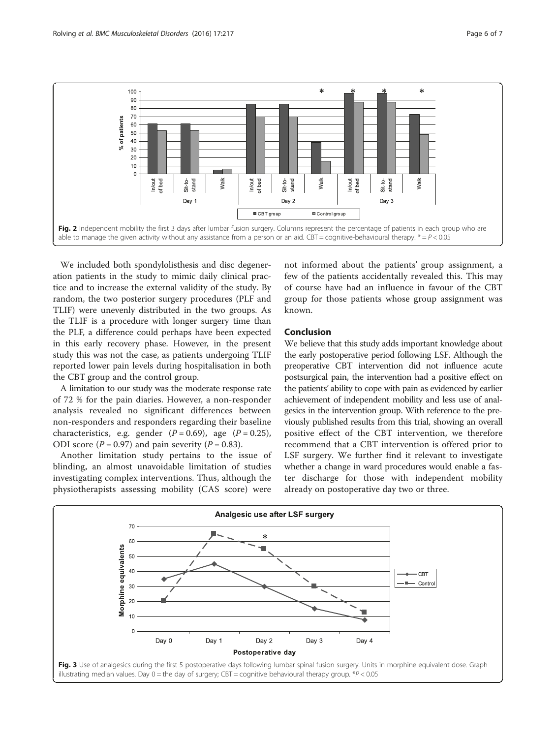Fig. 2 Independent mobility the first 3 days after lumbar fusion surgery. Columns represent the percentage of patients in each group who are able to manage the given activity without any assistance from a person or an aid. CBT = cognitive-behavioural therapy. * = $P < 0.05$

We included both spondylolisthesis and disc degeneration patients in the study to mimic daily clinical practice and to increase the external validity of the study. By random, the two posterior surgery procedures (PLF and TLIF) were unevenly distributed in the two groups. As the TLIF is a procedure with longer surgery time than the PLF, a difference could perhaps have been expected in this early recovery phase. However, in the present study this was not the case, as patients undergoing TLIF reported lower pain levels during hospitalisation in both the CBT group and the control group.

A limitation to our study was the moderate response rate of 72 % for the pain diaries. However, a non-responder analysis revealed no significant differences between non-responders and responders regarding their baseline characteristics, e.g. gender ($P = 0.69$), age ($P = 0.25$), ODI score ($P = 0.97$) and pain severity ($P = 0.83$).

Another limitation study pertains to the issue of blinding, an almost unavoidable limitation of studies investigating complex interventions. Thus, although the physiotherapists assessing mobility (CAS score) were not informed about the patients' group assignment, a few of the patients accidentally revealed this. This may of course have had an influence in favour of the CBT group for those patients whose group assignment was known.

## Conclusion

We believe that this study adds important knowledge about the early postoperative period following LSF. Although the preoperative CBT intervention did not influence acute postsurgical pain, the intervention had a positive effect on the patients' ability to cope with pain as evidenced by earlier achievement of independent mobility and less use of analgesics in the intervention group. With reference to the previously published results from this trial, showing an overall positive effect of the CBT intervention, we therefore recommend that a CBT intervention is offered prior to LSF surgery. We further find it relevant to investigate whether a change in ward procedures would enable a faster discharge for those with independent mobility already on postoperative day two or three.

Fig. 3 Use of analgesics during the first 5 postoperative days following lumbar spinal fusion surgery. Units in morphine equivalent dose. Graph illustrating median values. Day 0 = the day of surgery; CBT = cognitive behavioural therapy group. *$P < 0.05$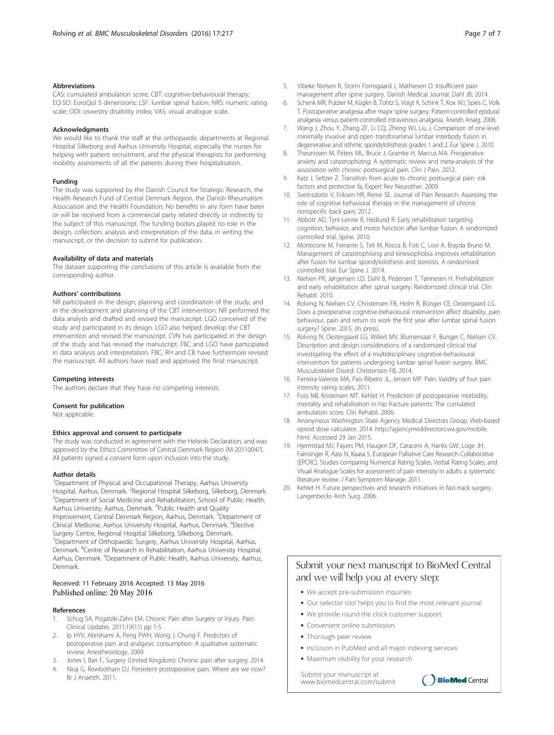#### Abbreviations

CAS: cumulated ambulation score; CBT: cognitive-behavioural therapy; EQ-5D: EuroQol 5 dimensions; LSF: lumbar spinal fusion; NRS: numeric rating scale; ODI: oswestry disability index; VAS: visual analogue scale.

#### Acknowledgments

We would like to thank the staff at the orthopaedic departments at Regional Hospital Silkeborg and Aarhus University Hospital, especially the nurses for helping with patient recruitment, and the physical therapists for performing mobility assessments of all the patients during their hospitalisation.

#### Funding

The study was supported by the Danish Council for Strategic Research, the Health Research Fund of Central Denmark Region, the Danish Rheumatism Association and the Health Foundation. No benefits in any form have been or will be received from a commercial party related directly or indirectly to the subject of this manuscript. The funding bodies played no role in the design, collection, analysis and interpretation of the data, in writing the manuscript, or the decision to submit for publication.

#### Availability of data and materials

The dataset supporting the conclusions of this article is available from the corresponding author.

#### Authors' contributions

NR participated in the design, planning and coordination of the study, and in the development and planning of the CBT intervention. NR performed the data analysis and drafted and revised the manuscript. LGO conceived of the study and participated in its design. LGO also helped develop the CBT intervention and revised the manuscript. CVN has participated in the design of the study and has revised the manuscript. FBC and LGO have participated in data analysis and interpretation. FBC, RH and CB have furthermore revised the manuscript. All authors have read and approved the final manuscript.

#### Competing interests

The authors declare that they have no competing interests.

#### Consent for publication

Not applicable.

#### Ethics approval and consent to participate

The study was conducted in agreement with the Helsinki Declaration, and was approved by the Ethics Committee of Central Denmark Region (M-20110047). All patients signed a consent form upon inclusion into the study.

#### Author details

[1]Department of Physical and Occupational Therapy, Aarhus University Hospital, Aarhus, Denmark. [2]Regional Hospital Silkeborg, Silkeborg, Denmark. [3]Department of Social Medicine and Rehabilitation, School of Public Health, Aarhus University, Aarhus, Denmark. [4]Public Health and Quality Improvement, Central Denmark Region, Aarhus, Denmark. [5]Department of Clinical Medicine, Aarhus University Hospital, Aarhus, Denmark. [6]Elective Surgery Centre, Regional Hospital Silkeborg, Silkeborg, Denmark. [7]Department of Orthopaedic Surgery, Aarhus University Hospital, Aarhus, Denmark. [8]Centre of Research in Rehabilitation, Aarhus University Hospital, Aarhus, Denmark. [9]Department of Public Health, Aarhus University, Aarhus, Denmark.

Received: 11 February 2016 Accepted: 13 May 2016
Published online: 20 May 2016

#### References

1. Schug SA, Pogatzki-Zahn EM. Chronic Pain after Surgery or Injury. Pain: Clinical Updates. 2011;19(11) pp 1-5 .
2. Ip HYV, Abrishami A, Peng PWH, Wong J, Chung F. Predictors of postoperative pain and analgesic consumption: A qualitative systematic review. Anesthesiology. 2009.
3. Jones I, Bari F, Surgery (United Kingdom): Chronic pain after surgery; 2014.
4. Niraj G, Rowbotham DJ. Persistent postoperative pain: Where are we now? Br J Anaesth. 2011.
5. Vibeke Nielsen R, Storm Fomsgaard J, Mathiesen O. Insufficient pain management after spine surgery. Danish Medical Journal: Dahl JB; 2014.
6. Schenk MR, Putzier M, Kügler B, Tohtz S, Voigt K, Schink T, Kox WJ, Spies C, Volk T. Postoperative analgesia after major spine surgery: Patient-controlled epidural analgesia versus patient-controlled intravenous analgesia. Anesth Analg. 2006.
7. Wang J, Zhou Y, Zhang ZF, Li CQ, Zheng WJ, Liu J. Comparison of one-level minimally invasive and open transforaminal lumbar interbody fusion in degenerative and isthmic spondylolisthesis grades 1 and 2. Eur Spine J. 2010.
8. Theunissen M, Peters ML, Bruce J, Gramke H, Marcus MA. Preoperative anxiety and catastrophizing: A systematic review and meta-analysis of the association with chronic postsurgical pain. Clin J Pain. 2012.
9. Katz J, Seltzer Z. Transition from acute to chronic postsurgical pain: risk factors and protective fa. Expert Rev Neurother. 2009.
10. Sveinsdottir V, Eriksen HR, Reme SE. Journal of Pain Research: Assessing the role of cognitive behavioral therapy in the management of chronic nonspecific back pain; 2012.
11. Abbott AD, Tyni-Lenne R, Hedlund R. Early rehabilitation targeting cognition, behavior, and motor function after lumbar fusion: A randomized controlled trial. Spine. 2010.
12. Monticone M, Ferrante S, Teli M, Rocca B, Foti C, Lovi A, Brayda Bruno M. Management of catastrophising and kinesiophobia improves rehabilitation after fusion for lumbar spondylolisthesis and stenosis. A randomised controlled trial. Eur Spine J. 2014.
13. Nielsen PR, Jørgensen LD, Dahl B, Pedersen T, Tønnesen H. Prehabilitation and early rehabilitation after spinal surgery: Randomized clinical trial. Clin Rehabil. 2010.
14. Rolving N, Nielsen CV, Christensen FB, Holm R, Bünger CE, Oestergaard LG. Does a preoperative cognitive-behavioural intervention affect disability, pain behaviour, pain and return to work the first year after lumbar spinal fusion surgery? Spine. 2015. (In press).
15. Rolving N, Oestergaard LG, Willert MV, Blumensaat F, Bunger C, Nielsen CV. Description and design considerations of a randomized clinical trial investigating the effect of a multidisciplinary cognitive-behavioural intervention for patients undergoing lumbar spinal fusion surgery. BMC Musculoskelet Disord: Christensen FB; 2014.
16. Ferreira-Valente MA, Pais-Ribeiro JL, Jensen MP. Pain: Validity of four pain intensity rating scales; 2011.
17. Foss NB, Kristensen MT, Kehlet H. Prediction of postoperative morbidity, mortality and rehabilitation in hip fracture patients: The cumulated ambulation score. Clin Rehabil. 2006.
18. Anonymous Washington State Agency Medical Directors Group. Web-based opioid dose calculator. 2014. http://agencymeddirectors.wa.gov/mobile.html. Accessed 29 Jan 2015.
19. Hjermstad MJ, Fayers PM, Haugen DF, Caraceni A, Hanks GW, Loge JH, Fainsinger R, Aass N, Kaasa S, European Palliative Care Research Collaborative (EPCRC). Studies comparing Numerical Rating Scales, Verbal Rating Scales, and Visual Analogue Scales for assessment of pain intensity in adults: a systematic literature review. J Pain Symptom Manage. 2011.
20. Kehlet H. Future perspectives and research initiatives in fast-track surgery. Langenbecks Arch Surg. 2006.

Submit your next manuscript to BioMed Central and we will help you at every step:

- We accept pre-submission inquiries
- Our selector tool helps you to find the most relevant journal
- We provide round the clock customer support
- Convenient online submission
- Thorough peer review
- Inclusion in PubMed and all major indexing services
- Maximum visibility for your research

Submit your manuscript at www.biomedcentral.com/submit

BioMed Central